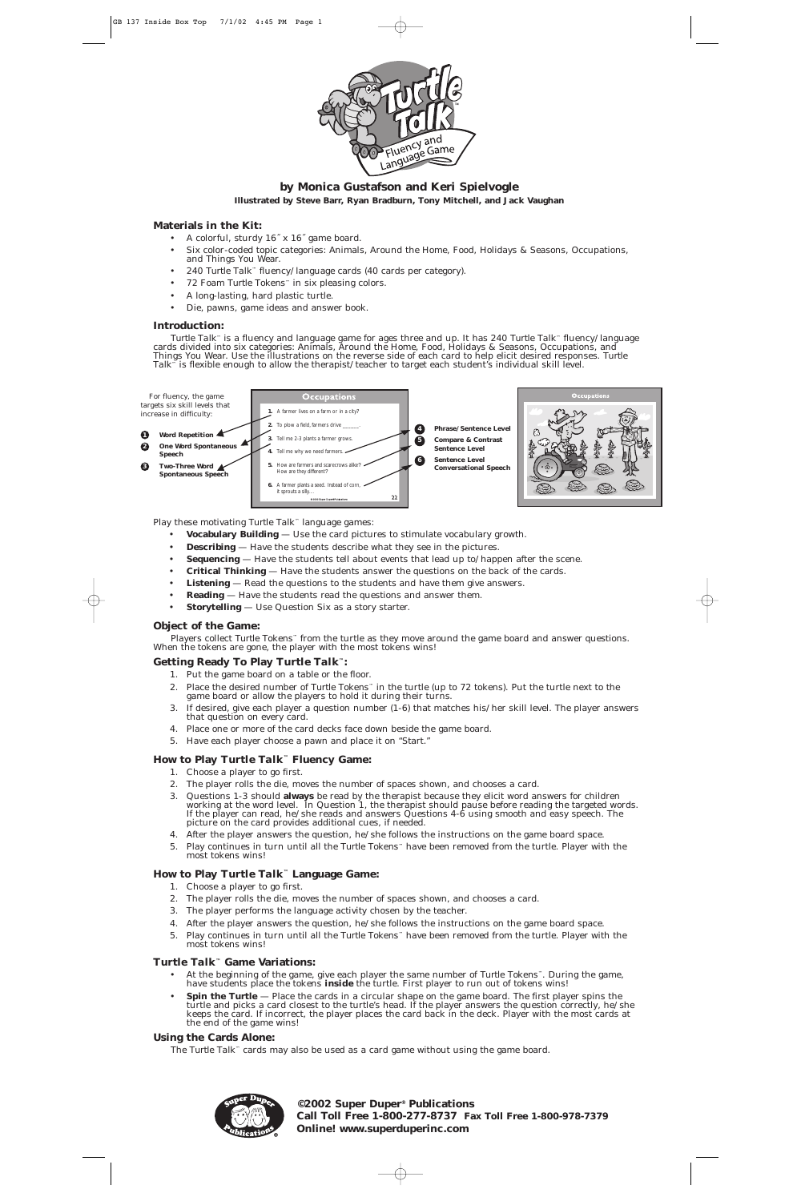# Turtle Talk™ Fluency and Language Game

**by Monica Gustafson and Keri Spielvogle**

**Illustrated by Steve Barr, Ryan Bradburn, Tony Mitchell, and Jack Vaughan**

### Materials in the Kit:

- A colorful, sturdy 16˝ x 16˝ game board.
- Six color-coded topic categories: Animals, Around the Home, Food, Holidays & Seasons, Occupations, and Things You Wear.
- 240 Turtle Talk™ fluency/language cards (40 cards per category).
- 72 Foam Turtle Tokens™ in six pleasing colors.
- A long-lasting, hard plastic turtle.
- Die, pawns, game ideas and answer book.

### Introduction:

Turtle Talk™ is a fluency and language game for ages three and up. It has 240 Turtle Talk™ fluency/language cards divided into six categories: Animals, Around the Home, Food, Holidays & Seasons, Occupations, and Things You Wear. Use the illustrations on the reverse side of each card to help elicit desired responses. Turtle Talk™ is flexible enough to allow the therapist/teacher to target each student's individual skill level.

For fluency, the game targets six skill levels that increase in difficulty:

1. **Word Repetition**
2. **One Word Spontaneous Speech**
3. **Two-Three Word Spontaneous Speech**
4. **Phrase/Sentence Level**
5. **Compare & Contrast Sentence Level**
6. **Sentence Level Conversational Speech**

**Occupations**

1. A farmer lives on a farm or in a city?
2. To plow a field, farmers drive ______.
3. Tell me 2-3 plants a farmer grows.
4. Tell me why we need farmers.
5. How are farmers and scarecrows alike? How are they different?
6. A farmer plants a seed. Instead of corn, it sprouts a silly...

Play these motivating Turtle Talk™ language games:

- **Vocabulary Building** — Use the card pictures to stimulate vocabulary growth.
- **Describing** — Have the students describe what they see in the pictures.
- **Sequencing** — Have the students tell about events that lead up to/happen after the scene.
- **Critical Thinking** — Have the students answer the questions on the back of the cards.
- **Listening** — Read the questions to the students and have them give answers.
- **Reading** — Have the students read the questions and answer them.
- **Storytelling** — Use Question Six as a story starter.

### Object of the Game:

Players collect Turtle Tokens™ from the turtle as they move around the game board and answer questions. When the tokens are gone, the player with the most tokens wins!

### Getting Ready To Play Turtle Talk™:

1. Put the game board on a table or the floor.
2. Place the desired number of Turtle Tokens™ in the turtle (up to 72 tokens). Put the turtle next to the game board or allow the players to hold it during their turns.
3. If desired, give each player a question number (1-6) that matches his/her skill level. The player answers that question on every card.
4. Place one or more of the card decks face down beside the game board.
5. Have each player choose a pawn and place it on "Start."

### How to Play Turtle Talk™ Fluency Game:

1. Choose a player to go first.
2. The player rolls the die, moves the number of spaces shown, and chooses a card.
3. Questions 1-3 should **always** be read by the therapist because they elicit word answers for children working at the word level. In Question 1, the therapist should pause before reading the targeted words. If the player can read, he/she reads and answers Questions 4-6 using smooth and easy speech. The picture on the card provides additional cues, if needed.
4. After the player answers the question, he/she follows the instructions on the game board space.
5. Play continues in turn until all the Turtle Tokens™ have been removed from the turtle. Player with the most tokens wins!

### How to Play Turtle Talk™ Language Game:

1. Choose a player to go first.
2. The player rolls the die, moves the number of spaces shown, and chooses a card.
3. The player performs the language activity chosen by the teacher.
4. After the player answers the question, he/she follows the instructions on the game board space.
5. Play continues in turn until all the Turtle Tokens™ have been removed from the turtle. Player with the most tokens wins!

### Turtle Talk™ Game Variations:

- At the beginning of the game, give each player the same number of Turtle Tokens™. During the game, have students place the tokens **inside** the turtle. First player to run out of tokens wins!
- **Spin the Turtle** — Place the cards in a circular shape on the game board. The first player spins the turtle and picks a card closest to the turtle's head. If the player answers the question correctly, he/she keeps the card. If incorrect, the player places the card back in the deck. Player with the most cards at the end of the game wins!

### Using the Cards Alone:

The Turtle Talk™ cards may also be used as a card game without using the game board.

**©2002 Super Duper® Publications**
**Call Toll Free 1-800-277-8737 Fax Toll Free 1-800-978-7379**
**Online! www.superduperinc.com**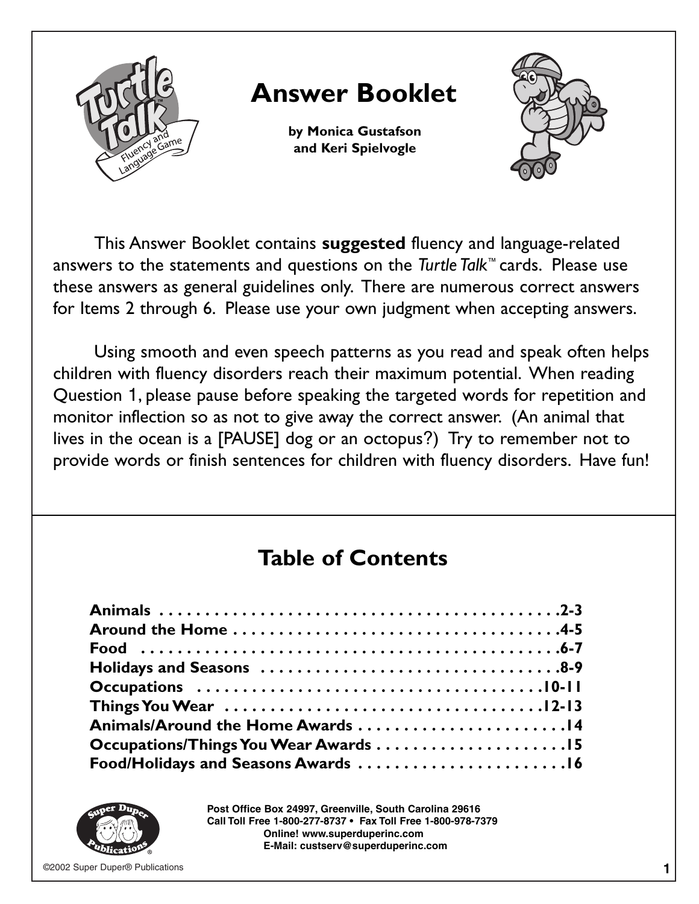# Answer Booklet

**by Monica Gustafson and Keri Spielvogle**

This Answer Booklet contains **suggested** fluency and language-related answers to the statements and questions on the *Turtle Talk*™ cards. Please use these answers as general guidelines only. There are numerous correct answers for Items 2 through 6. Please use your own judgment when accepting answers.

Using smooth and even speech patterns as you read and speak often helps children with fluency disorders reach their maximum potential. When reading Question 1, please pause before speaking the targeted words for repetition and monitor inflection so as not to give away the correct answer. (An animal that lives in the ocean is a [PAUSE] dog or an octopus?) Try to remember not to provide words or finish sentences for children with fluency disorders. Have fun!

## Table of Contents

| | |
|---|---|
| **Animals** | **2-3** |
| **Around the Home** | **4-5** |
| **Food** | **6-7** |
| **Holidays and Seasons** | **8-9** |
| **Occupations** | **10-11** |
| **Things You Wear** | **12-13** |
| **Animals/Around the Home Awards** | **14** |
| **Occupations/Things You Wear Awards** | **15** |
| **Food/Holidays and Seasons Awards** | **16** |

Post Office Box 24997, Greenville, South Carolina 29616
Call Toll Free 1-800-277-8737 • Fax Toll Free 1-800-978-7379
Online! www.superduperinc.com
E-Mail: custserv@superduperinc.com

©2002 Super Duper® Publications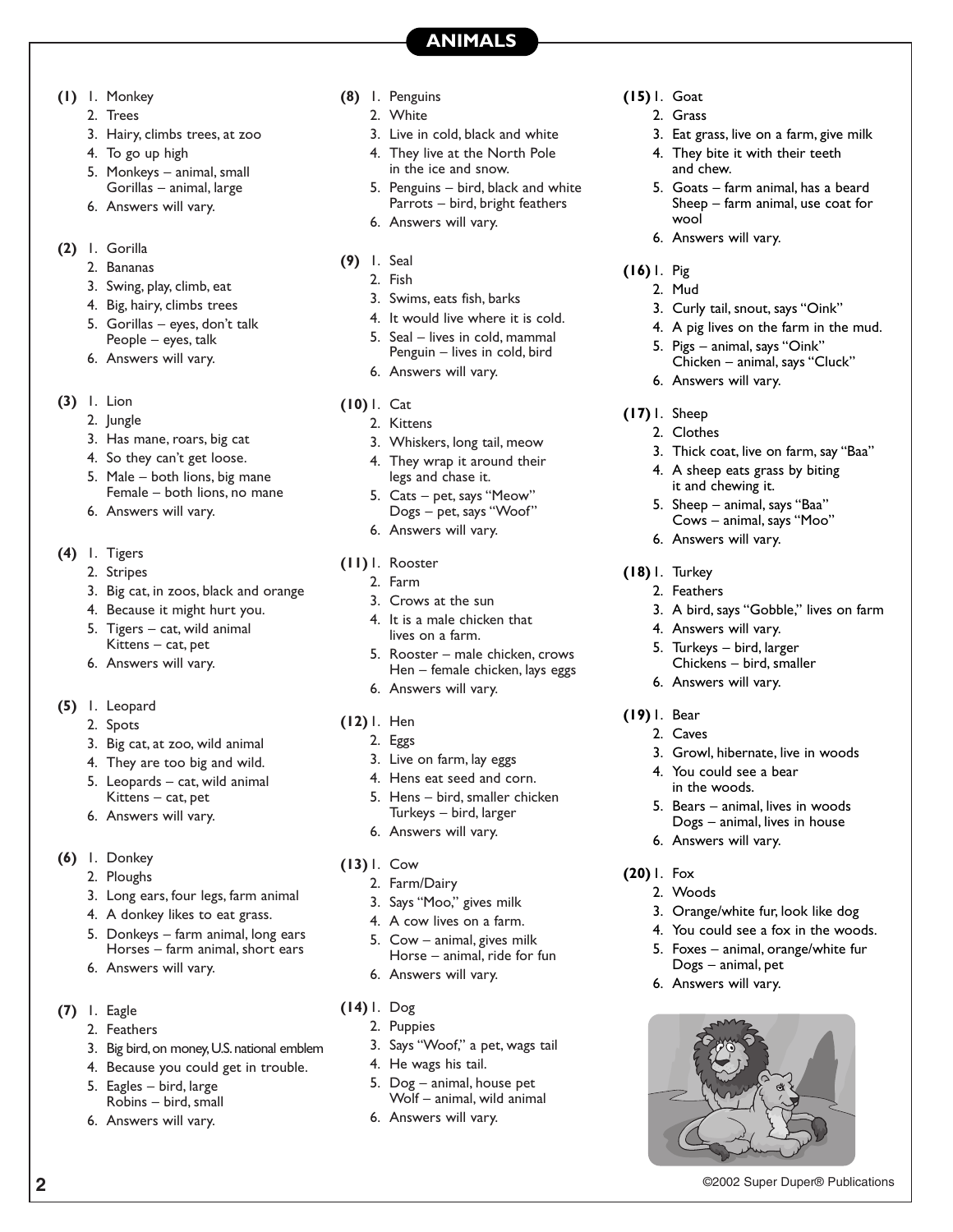## ANIMALS

**(1)**
1. Monkey
2. Trees
3. Hairy, climbs trees, at zoo
4. To go up high
5. Monkeys – animal, small
   Gorillas – animal, large
6. Answers will vary.

**(2)**
1. Gorilla
2. Bananas
3. Swing, play, climb, eat
4. Big, hairy, climbs trees
5. Gorillas – eyes, don't talk
   People – eyes, talk
6. Answers will vary.

**(3)**
1. Lion
2. Jungle
3. Has mane, roars, big cat
4. So they can't get loose.
5. Male – both lions, big mane
   Female – both lions, no mane
6. Answers will vary.

**(4)**
1. Tigers
2. Stripes
3. Big cat, in zoos, black and orange
4. Because it might hurt you.
5. Tigers – cat, wild animal
   Kittens – cat, pet
6. Answers will vary.

**(5)**
1. Leopard
2. Spots
3. Big cat, at zoo, wild animal
4. They are too big and wild.
5. Leopards – cat, wild animal
   Kittens – cat, pet
6. Answers will vary.

**(6)**
1. Donkey
2. Ploughs
3. Long ears, four legs, farm animal
4. A donkey likes to eat grass.
5. Donkeys – farm animal, long ears
   Horses – farm animal, short ears
6. Answers will vary.

**(7)**
1. Eagle
2. Feathers
3. Big bird, on money, U.S. national emblem
4. Because you could get in trouble.
5. Eagles – bird, large
   Robins – bird, small
6. Answers will vary.

**(8)**
1. Penguins
2. White
3. Live in cold, black and white
4. They live at the North Pole in the ice and snow.
5. Penguins – bird, black and white
   Parrots – bird, bright feathers
6. Answers will vary.

**(9)**
1. Seal
2. Fish
3. Swims, eats fish, barks
4. It would live where it is cold.
5. Seal – lives in cold, mammal
   Penguin – lives in cold, bird
6. Answers will vary.

**(10)**
1. Cat
2. Kittens
3. Whiskers, long tail, meow
4. They wrap it around their legs and chase it.
5. Cats – pet, says "Meow"
   Dogs – pet, says "Woof"
6. Answers will vary.

**(11)**
1. Rooster
2. Farm
3. Crows at the sun
4. It is a male chicken that lives on a farm.
5. Rooster – male chicken, crows
   Hen – female chicken, lays eggs
6. Answers will vary.

**(12)**
1. Hen
2. Eggs
3. Live on farm, lay eggs
4. Hens eat seed and corn.
5. Hens – bird, smaller chicken
   Turkeys – bird, larger
6. Answers will vary.

**(13)**
1. Cow
2. Farm/Dairy
3. Says "Moo," gives milk
4. A cow lives on a farm.
5. Cow – animal, gives milk
   Horse – animal, ride for fun
6. Answers will vary.

**(14)**
1. Dog
2. Puppies
3. Says "Woof," a pet, wags tail
4. He wags his tail.
5. Dog – animal, house pet
   Wolf – animal, wild animal
6. Answers will vary.

**(15)**
1. Goat
2. Grass
3. Eat grass, live on a farm, give milk
4. They bite it with their teeth and chew.
5. Goats – farm animal, has a beard
   Sheep – farm animal, use coat for wool
6. Answers will vary.

**(16)**
1. Pig
2. Mud
3. Curly tail, snout, says "Oink"
4. A pig lives on the farm in the mud.
5. Pigs – animal, says "Oink"
   Chicken – animal, says "Cluck"
6. Answers will vary.

**(17)**
1. Sheep
2. Clothes
3. Thick coat, live on farm, say "Baa"
4. A sheep eats grass by biting it and chewing it.
5. Sheep – animal, says "Baa"
   Cows – animal, says "Moo"
6. Answers will vary.

**(18)**
1. Turkey
2. Feathers
3. A bird, says "Gobble," lives on farm
4. Answers will vary.
5. Turkeys – bird, larger
   Chickens – bird, smaller
6. Answers will vary.

**(19)**
1. Bear
2. Caves
3. Growl, hibernate, live in woods
4. You could see a bear in the woods.
5. Bears – animal, lives in woods
   Dogs – animal, lives in house
6. Answers will vary.

**(20)**
1. Fox
2. Woods
3. Orange/white fur, look like dog
4. You could see a fox in the woods.
5. Foxes – animal, orange/white fur
   Dogs – animal, pet
6. Answers will vary.

©2002 Super Duper® Publications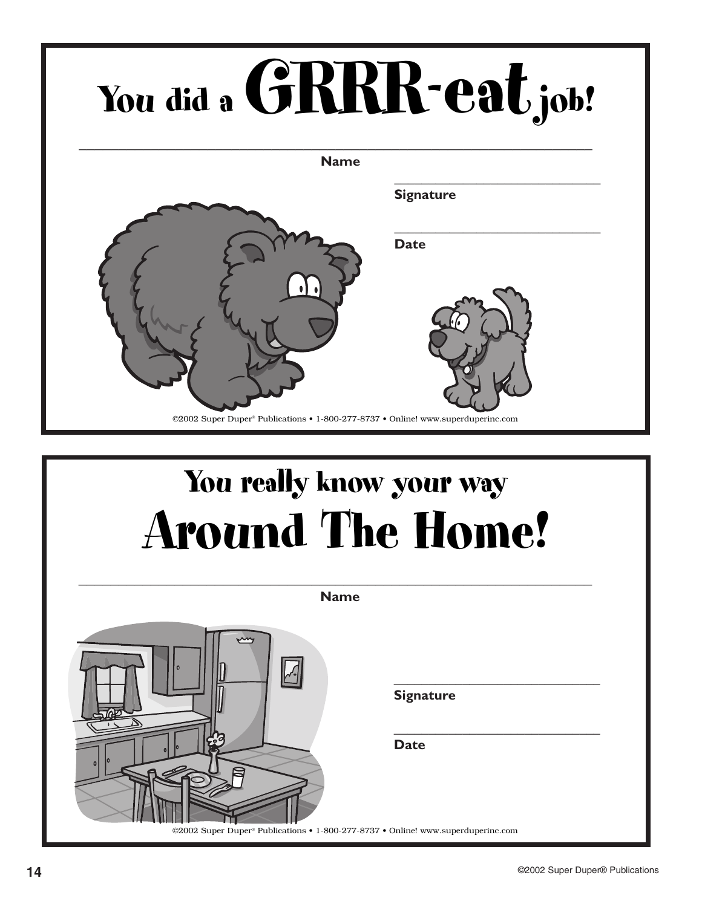# You did a GRRR-eat job!

______________________________________________

**Name**

______________________

**Signature**

______________________

**Date**

©2002 Super Duper® Publications • 1-800-277-8737 • Online! www.superduperinc.com

# You really know your way Around The Home!

______________________________________________

**Name**

______________________

**Signature**

______________________

**Date**

©2002 Super Duper® Publications • 1-800-277-8737 • Online! www.superduperinc.com